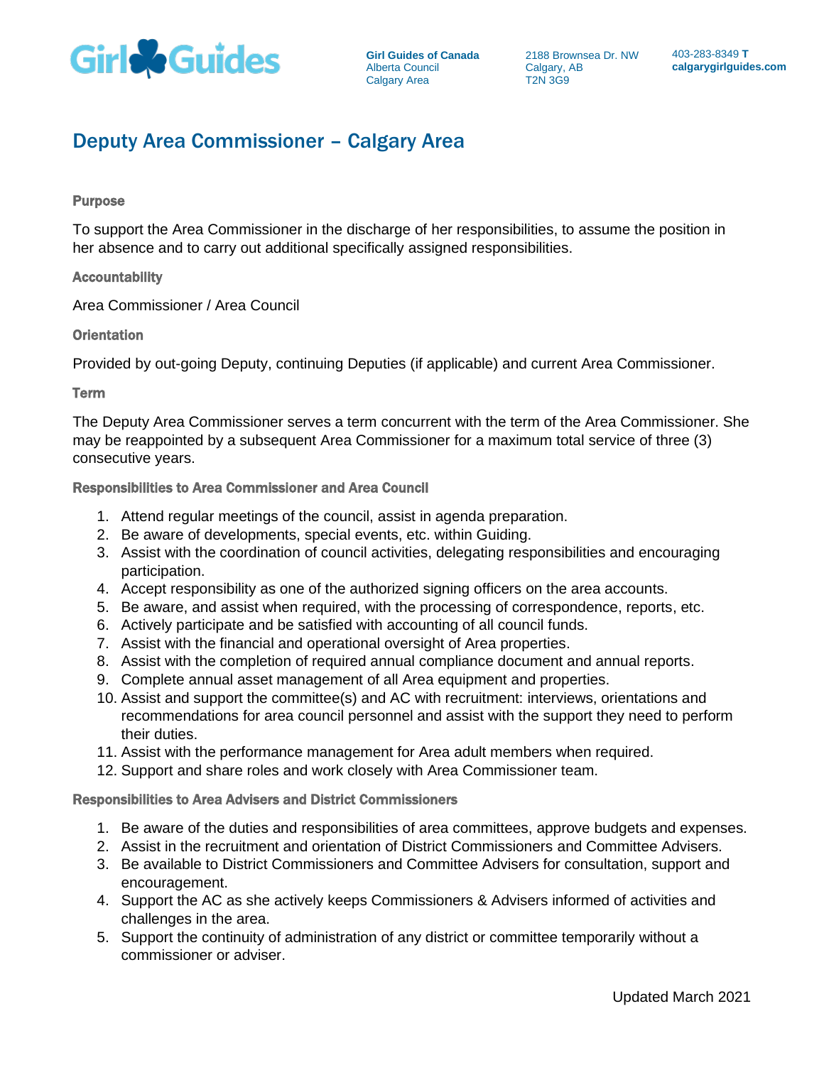Girl Guides

**Girl Guides of Canada**
Alberta Council
Calgary Area

2188 Brownsea Dr. NW
Calgary, AB
T2N 3G9

403-283-8349 **T**
**calgarygirlguides.com**

# Deputy Area Commissioner – Calgary Area

### Purpose

To support the Area Commissioner in the discharge of her responsibilities, to assume the position in her absence and to carry out additional specifically assigned responsibilities.

### Accountability

Area Commissioner / Area Council

### Orientation

Provided by out-going Deputy, continuing Deputies (if applicable) and current Area Commissioner.

### Term

The Deputy Area Commissioner serves a term concurrent with the term of the Area Commissioner. She may be reappointed by a subsequent Area Commissioner for a maximum total service of three (3) consecutive years.

### Responsibilities to Area Commissioner and Area Council

1. Attend regular meetings of the council, assist in agenda preparation.
2. Be aware of developments, special events, etc. within Guiding.
3. Assist with the coordination of council activities, delegating responsibilities and encouraging participation.
4. Accept responsibility as one of the authorized signing officers on the area accounts.
5. Be aware, and assist when required, with the processing of correspondence, reports, etc.
6. Actively participate and be satisfied with accounting of all council funds.
7. Assist with the financial and operational oversight of Area properties.
8. Assist with the completion of required annual compliance document and annual reports.
9. Complete annual asset management of all Area equipment and properties.
10. Assist and support the committee(s) and AC with recruitment: interviews, orientations and recommendations for area council personnel and assist with the support they need to perform their duties.
11. Assist with the performance management for Area adult members when required.
12. Support and share roles and work closely with Area Commissioner team.

### Responsibilities to Area Advisers and District Commissioners

1. Be aware of the duties and responsibilities of area committees, approve budgets and expenses.
2. Assist in the recruitment and orientation of District Commissioners and Committee Advisers.
3. Be available to District Commissioners and Committee Advisers for consultation, support and encouragement.
4. Support the AC as she actively keeps Commissioners & Advisers informed of activities and challenges in the area.
5. Support the continuity of administration of any district or committee temporarily without a commissioner or adviser.

Updated March 2021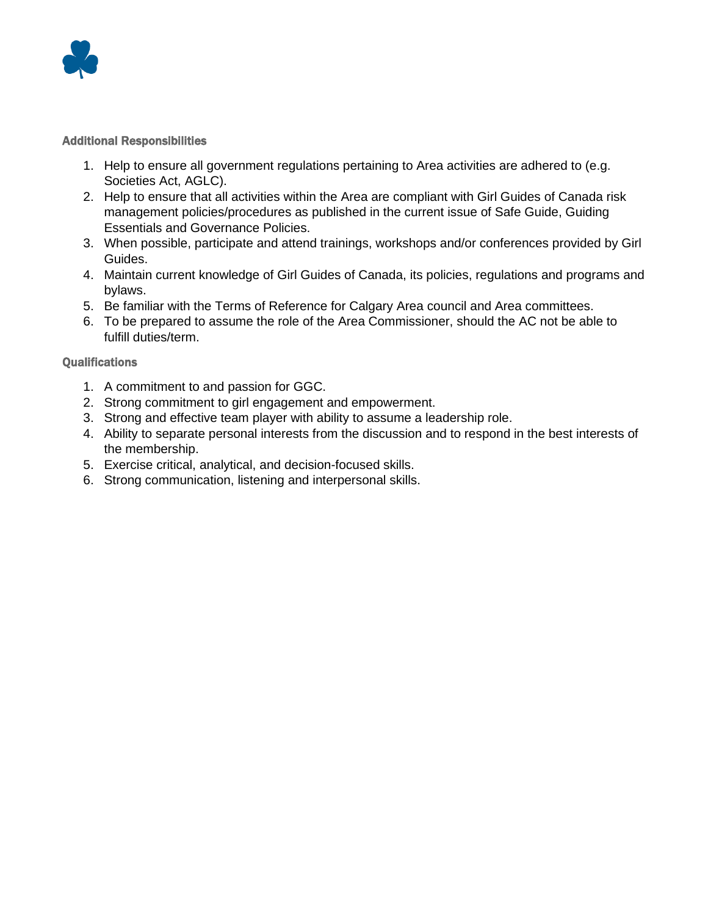### Additional Responsibilities

1. Help to ensure all government regulations pertaining to Area activities are adhered to (e.g. Societies Act, AGLC).
2. Help to ensure that all activities within the Area are compliant with Girl Guides of Canada risk management policies/procedures as published in the current issue of Safe Guide, Guiding Essentials and Governance Policies.
3. When possible, participate and attend trainings, workshops and/or conferences provided by Girl Guides.
4. Maintain current knowledge of Girl Guides of Canada, its policies, regulations and programs and bylaws.
5. Be familiar with the Terms of Reference for Calgary Area council and Area committees.
6. To be prepared to assume the role of the Area Commissioner, should the AC not be able to fulfill duties/term.

### Qualifications

1. A commitment to and passion for GGC.
2. Strong commitment to girl engagement and empowerment.
3. Strong and effective team player with ability to assume a leadership role.
4. Ability to separate personal interests from the discussion and to respond in the best interests of the membership.
5. Exercise critical, analytical, and decision-focused skills.
6. Strong communication, listening and interpersonal skills.